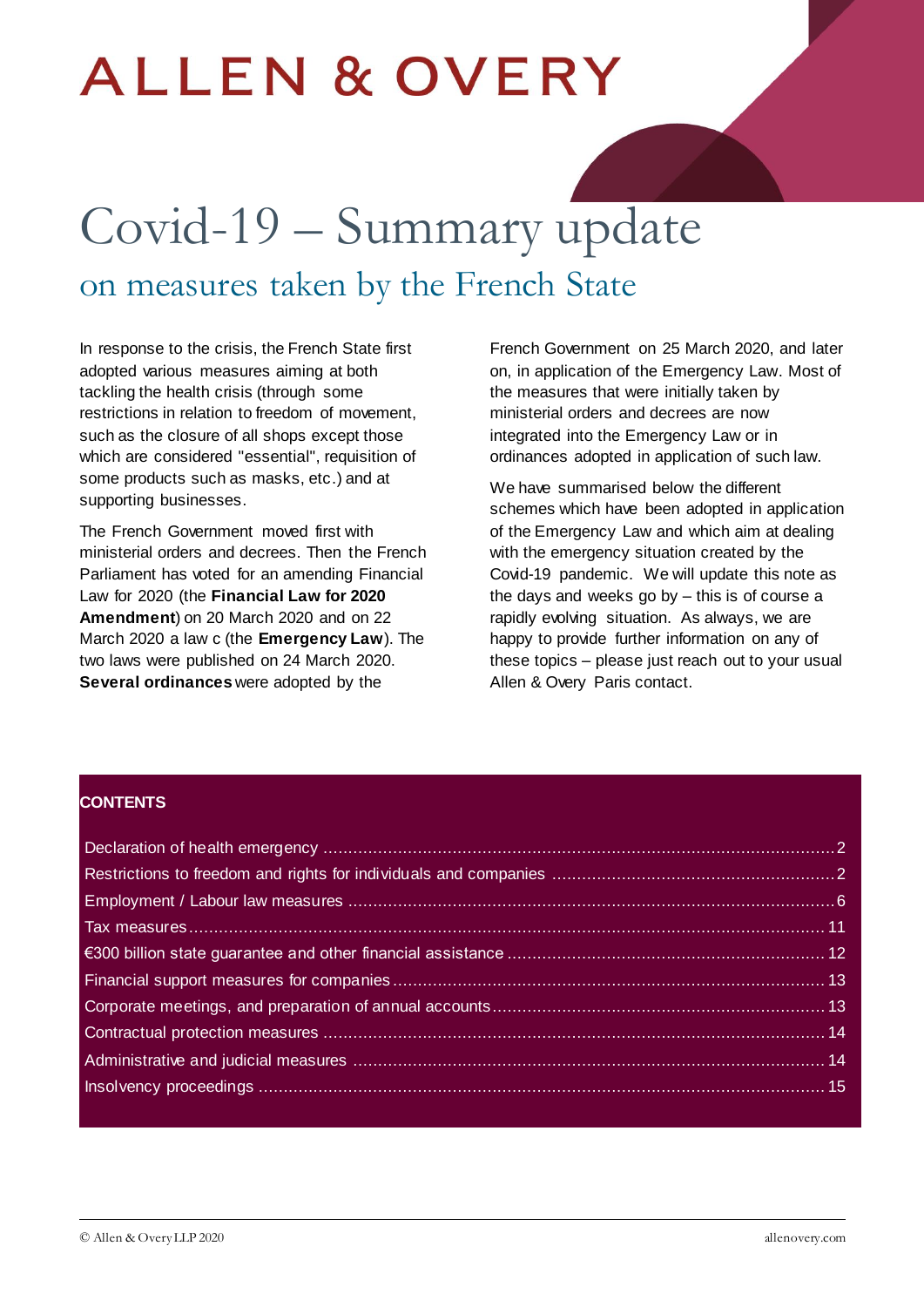# ALLEN & OVERY

# Covid-19 – Summary update

## on measures taken by the French State

In response to the crisis, the French State first adopted various measures aiming at both tackling the health crisis (through some restrictions in relation to freedom of movement, such as the closure of all shops except those which are considered "essential", requisition of some products such as masks, etc.) and at supporting businesses.

The French Government moved first with ministerial orders and decrees. Then the French Parliament has voted for an amending Financial Law for 2020 (the **Financial Law for 2020 Amendment**) on 20 March 2020 and on 22 March 2020 a law c (the **Emergency Law**). The two laws were published on 24 March 2020. **Several ordinances** were adopted by the French Government on 25 March 2020, and later on, in application of the Emergency Law. Most of the measures that were initially taken by ministerial orders and decrees are now integrated into the Emergency Law or in ordinances adopted in application of such law.

We have summarised below the different schemes which have been adopted in application of the Emergency Law and which aim at dealing with the emergency situation created by the Covid-19 pandemic. We will update this note as the days and weeks go by – this is of course a rapidly evolving situation. As always, we are happy to provide further information on any of these topics – please just reach out to your usual Allen & Overy Paris contact.

**CONTENTS**

- Declaration of health emergency ..... 2
- Restrictions to freedom and rights for individuals and companies ..... 2
- Employment / Labour law measures ..... 6
- Tax measures ..... 11
- €300 billion state guarantee and other financial assistance ..... 12
- Financial support measures for companies ..... 13
- Corporate meetings, and preparation of annual accounts ..... 13
- Contractual protection measures ..... 14
- Administrative and judicial measures ..... 14
- Insolvency proceedings ..... 15

© Allen & Overy LLP 2020 allenovery.com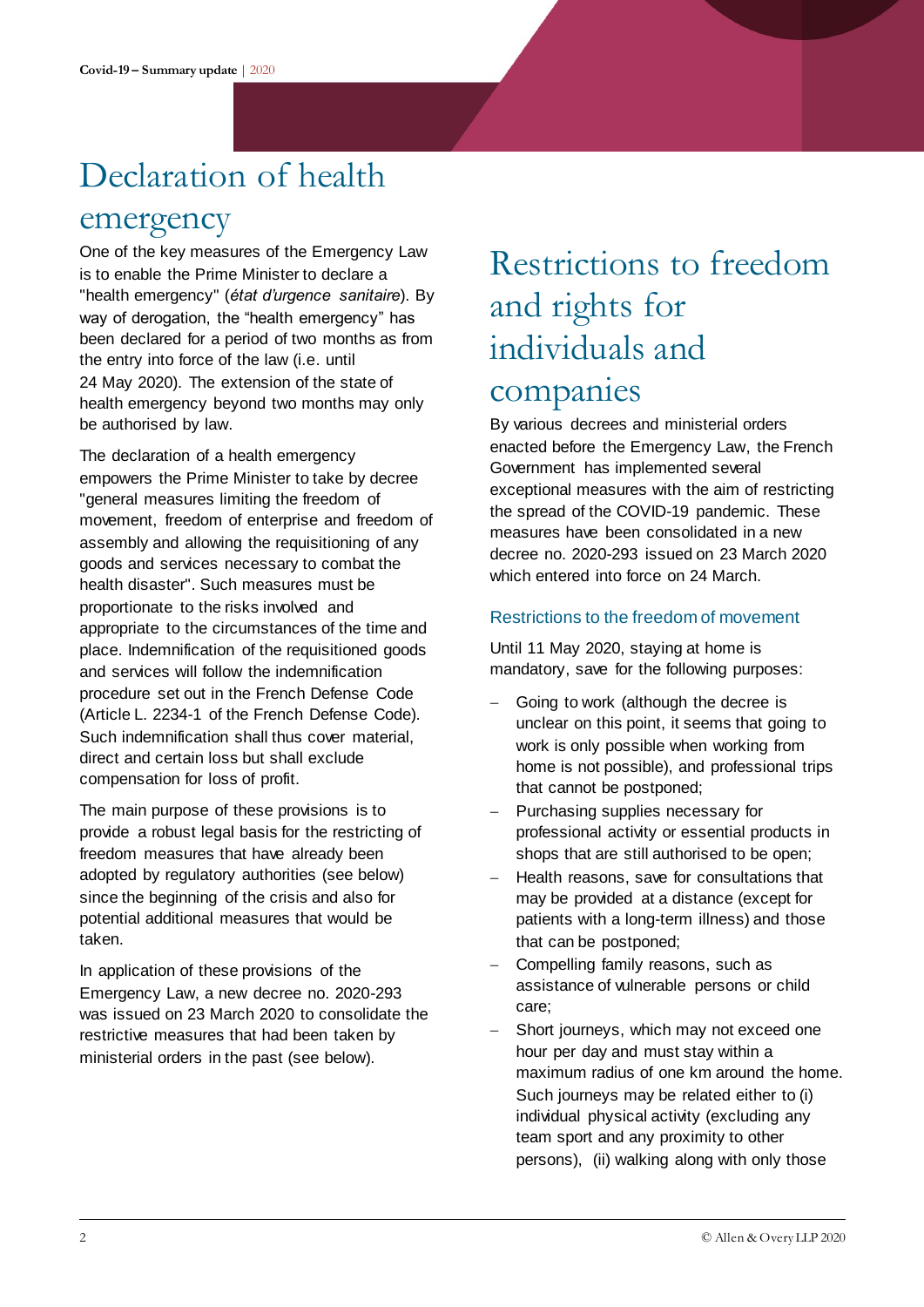# Declaration of health emergency

One of the key measures of the Emergency Law is to enable the Prime Minister to declare a "health emergency" (*état d'urgence sanitaire*). By way of derogation, the "health emergency" has been declared for a period of two months as from the entry into force of the law (i.e. until 24 May 2020). The extension of the state of health emergency beyond two months may only be authorised by law.

The declaration of a health emergency empowers the Prime Minister to take by decree "general measures limiting the freedom of movement, freedom of enterprise and freedom of assembly and allowing the requisitioning of any goods and services necessary to combat the health disaster". Such measures must be proportionate to the risks involved and appropriate to the circumstances of the time and place. Indemnification of the requisitioned goods and services will follow the indemnification procedure set out in the French Defense Code (Article L. 2234-1 of the French Defense Code). Such indemnification shall thus cover material, direct and certain loss but shall exclude compensation for loss of profit.

The main purpose of these provisions is to provide a robust legal basis for the restricting of freedom measures that have already been adopted by regulatory authorities (see below) since the beginning of the crisis and also for potential additional measures that would be taken.

In application of these provisions of the Emergency Law, a new decree no. 2020-293 was issued on 23 March 2020 to consolidate the restrictive measures that had been taken by ministerial orders in the past (see below).

# Restrictions to freedom and rights for individuals and companies

By various decrees and ministerial orders enacted before the Emergency Law, the French Government has implemented several exceptional measures with the aim of restricting the spread of the COVID-19 pandemic. These measures have been consolidated in a new decree no. 2020-293 issued on 23 March 2020 which entered into force on 24 March.

## Restrictions to the freedom of movement

Until 11 May 2020, staying at home is mandatory, save for the following purposes:

- Going to work (although the decree is unclear on this point, it seems that going to work is only possible when working from home is not possible), and professional trips that cannot be postponed;
- Purchasing supplies necessary for professional activity or essential products in shops that are still authorised to be open;
- Health reasons, save for consultations that may be provided at a distance (except for patients with a long-term illness) and those that can be postponed;
- Compelling family reasons, such as assistance of vulnerable persons or child care;
- Short journeys, which may not exceed one hour per day and must stay within a maximum radius of one km around the home. Such journeys may be related either to (i) individual physical activity (excluding any team sport and any proximity to other persons), (ii) walking along with only those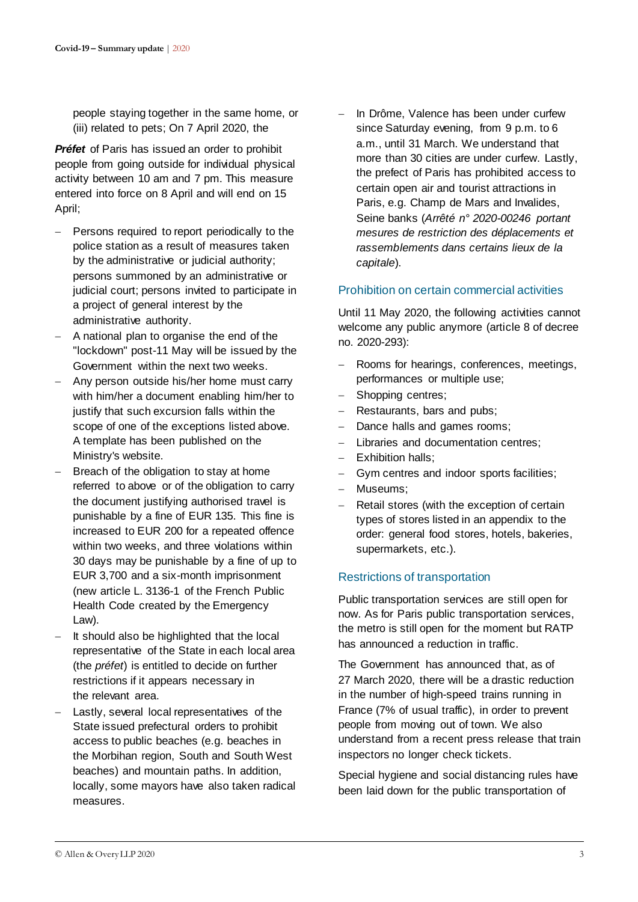people staying together in the same home, or (iii) related to pets; On 7 April 2020, the

***Préfet*** of Paris has issued an order to prohibit people from going outside for individual physical activity between 10 am and 7 pm. This measure entered into force on 8 April and will end on 15 April;

- Persons required to report periodically to the police station as a result of measures taken by the administrative or judicial authority; persons summoned by an administrative or judicial court; persons invited to participate in a project of general interest by the administrative authority.
- A national plan to organise the end of the "lockdown" post-11 May will be issued by the Government within the next two weeks.
- Any person outside his/her home must carry with him/her a document enabling him/her to justify that such excursion falls within the scope of one of the exceptions listed above. A template has been published on the Ministry's website.
- Breach of the obligation to stay at home referred to above or of the obligation to carry the document justifying authorised travel is punishable by a fine of EUR 135. This fine is increased to EUR 200 for a repeated offence within two weeks, and three violations within 30 days may be punishable by a fine of up to EUR 3,700 and a six-month imprisonment (new article L. 3136-1 of the French Public Health Code created by the Emergency Law).
- It should also be highlighted that the local representative of the State in each local area (the *préfet*) is entitled to decide on further restrictions if it appears necessary in the relevant area.
- Lastly, several local representatives of the State issued prefectural orders to prohibit access to public beaches (e.g. beaches in the Morbihan region, South and South West beaches) and mountain paths. In addition, locally, some mayors have also taken radical measures.
- In Drôme, Valence has been under curfew since Saturday evening, from 9 p.m. to 6 a.m., until 31 March. We understand that more than 30 cities are under curfew. Lastly, the prefect of Paris has prohibited access to certain open air and tourist attractions in Paris, e.g. Champ de Mars and Invalides, Seine banks (*Arrêté n° 2020-00246 portant mesures de restriction des déplacements et rassemblements dans certains lieux de la capitale*).

## Prohibition on certain commercial activities

Until 11 May 2020, the following activities cannot welcome any public anymore (article 8 of decree no. 2020-293):

- Rooms for hearings, conferences, meetings, performances or multiple use;
- Shopping centres;
- Restaurants, bars and pubs;
- Dance halls and games rooms;
- Libraries and documentation centres;
- Exhibition halls;
- Gym centres and indoor sports facilities;
- Museums;
- Retail stores (with the exception of certain types of stores listed in an appendix to the order: general food stores, hotels, bakeries, supermarkets, etc.).

## Restrictions of transportation

Public transportation services are still open for now. As for Paris public transportation services, the metro is still open for the moment but RATP has announced a reduction in traffic.

The Government has announced that, as of 27 March 2020, there will be a drastic reduction in the number of high-speed trains running in France (7% of usual traffic), in order to prevent people from moving out of town. We also understand from a recent press release that train inspectors no longer check tickets.

Special hygiene and social distancing rules have been laid down for the public transportation of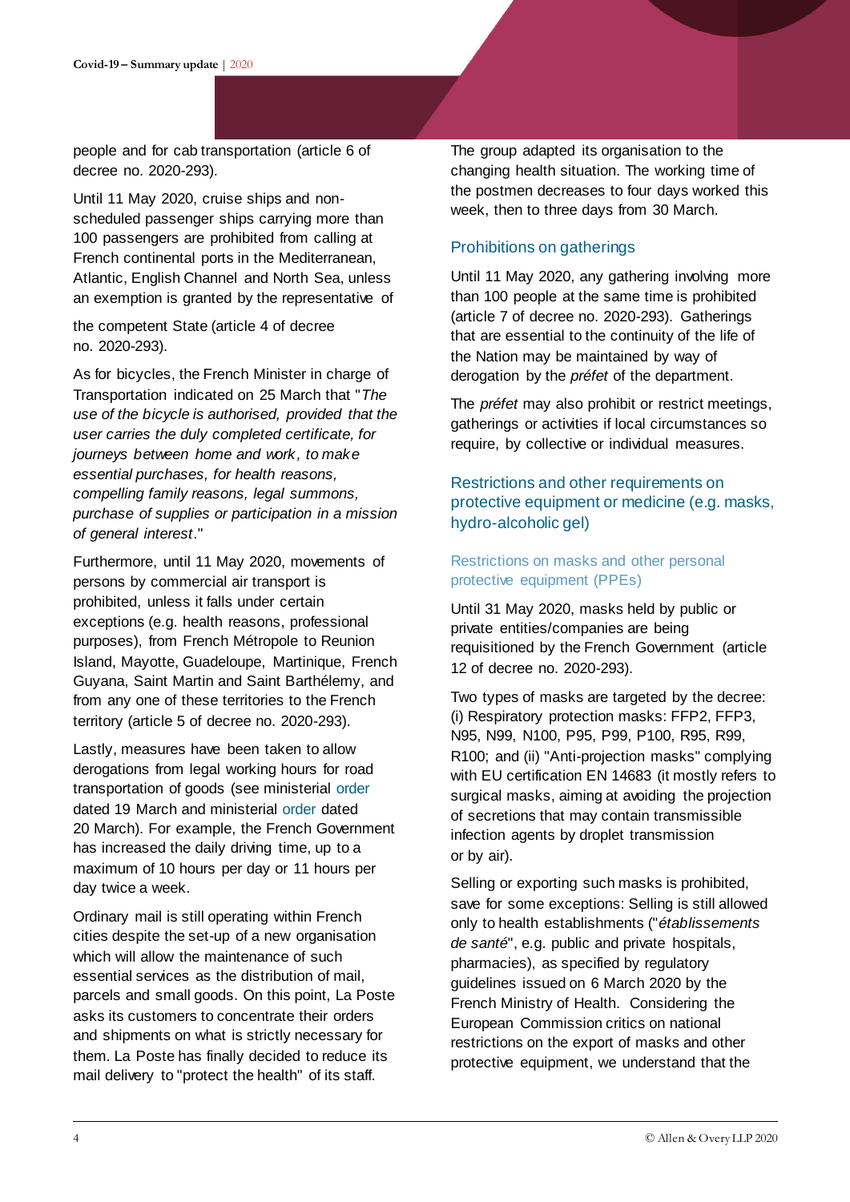people and for cab transportation (article 6 of decree no. 2020-293).

Until 11 May 2020, cruise ships and non-scheduled passenger ships carrying more than 100 passengers are prohibited from calling at French continental ports in the Mediterranean, Atlantic, English Channel and North Sea, unless an exemption is granted by the representative of the competent State (article 4 of decree no. 2020-293).

As for bicycles, the French Minister in charge of Transportation indicated on 25 March that "*The use of the bicycle is authorised, provided that the user carries the duly completed certificate, for journeys between home and work, to make essential purchases, for health reasons, compelling family reasons, legal summons, purchase of supplies or participation in a mission of general interest*."

Furthermore, until 11 May 2020, movements of persons by commercial air transport is prohibited, unless it falls under certain exceptions (e.g. health reasons, professional purposes), from French Métropole to Reunion Island, Mayotte, Guadeloupe, Martinique, French Guyana, Saint Martin and Saint Barthélemy, and from any one of these territories to the French territory (article 5 of decree no. 2020-293).

Lastly, measures have been taken to allow derogations from legal working hours for road transportation of goods (see ministerial order dated 19 March and ministerial order dated 20 March). For example, the French Government has increased the daily driving time, up to a maximum of 10 hours per day or 11 hours per day twice a week.

Ordinary mail is still operating within French cities despite the set-up of a new organisation which will allow the maintenance of such essential services as the distribution of mail, parcels and small goods. On this point, La Poste asks its customers to concentrate their orders and shipments on what is strictly necessary for them. La Poste has finally decided to reduce its mail delivery to "protect the health" of its staff.

The group adapted its organisation to the changing health situation. The working time of the postmen decreases to four days worked this week, then to three days from 30 March.

## Prohibitions on gatherings

Until 11 May 2020, any gathering involving more than 100 people at the same time is prohibited (article 7 of decree no. 2020-293). Gatherings that are essential to the continuity of the life of the Nation may be maintained by way of derogation by the *préfet* of the department.

The *préfet* may also prohibit or restrict meetings, gatherings or activities if local circumstances so require, by collective or individual measures.

## Restrictions and other requirements on protective equipment or medicine (e.g. masks, hydro-alcoholic gel)

### Restrictions on masks and other personal protective equipment (PPEs)

Until 31 May 2020, masks held by public or private entities/companies are being requisitioned by the French Government (article 12 of decree no. 2020-293).

Two types of masks are targeted by the decree: (i) Respiratory protection masks: FFP2, FFP3, N95, N99, N100, P95, P99, P100, R95, R99, R100; and (ii) "Anti-projection masks" complying with EU certification EN 14683 (it mostly refers to surgical masks, aiming at avoiding the projection of secretions that may contain transmissible infection agents by droplet transmission or by air).

Selling or exporting such masks is prohibited, save for some exceptions: Selling is still allowed only to health establishments ("*établissements de santé*", e.g. public and private hospitals, pharmacies), as specified by regulatory guidelines issued on 6 March 2020 by the French Ministry of Health. Considering the European Commission critics on national restrictions on the export of masks and other protective equipment, we understand that the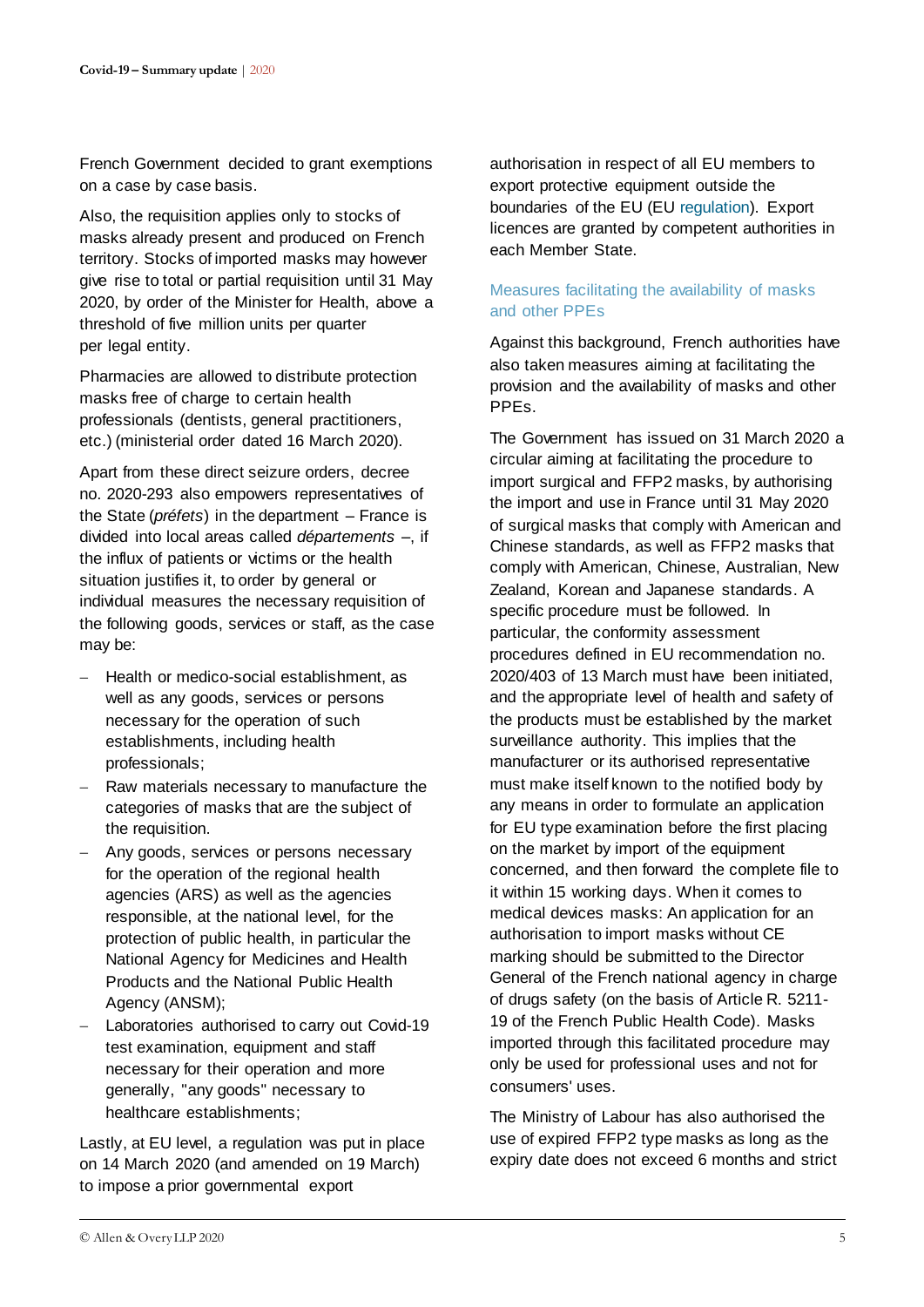French Government decided to grant exemptions on a case by case basis.

Also, the requisition applies only to stocks of masks already present and produced on French territory. Stocks of imported masks may however give rise to total or partial requisition until 31 May 2020, by order of the Minister for Health, above a threshold of five million units per quarter per legal entity.

Pharmacies are allowed to distribute protection masks free of charge to certain health professionals (dentists, general practitioners, etc.) (ministerial order dated 16 March 2020).

Apart from these direct seizure orders, decree no. 2020-293 also empowers representatives of the State (*préfets*) in the department – France is divided into local areas called *départements* –, if the influx of patients or victims or the health situation justifies it, to order by general or individual measures the necessary requisition of the following goods, services or staff, as the case may be:

- Health or medico-social establishment, as well as any goods, services or persons necessary for the operation of such establishments, including health professionals;
- Raw materials necessary to manufacture the categories of masks that are the subject of the requisition.
- Any goods, services or persons necessary for the operation of the regional health agencies (ARS) as well as the agencies responsible, at the national level, for the protection of public health, in particular the National Agency for Medicines and Health Products and the National Public Health Agency (ANSM);
- Laboratories authorised to carry out Covid-19 test examination, equipment and staff necessary for their operation and more generally, "any goods" necessary to healthcare establishments;

Lastly, at EU level, a regulation was put in place on 14 March 2020 (and amended on 19 March) to impose a prior governmental export authorisation in respect of all EU members to export protective equipment outside the boundaries of the EU (EU regulation). Export licences are granted by competent authorities in each Member State.

### Measures facilitating the availability of masks and other PPEs

Against this background, French authorities have also taken measures aiming at facilitating the provision and the availability of masks and other PPEs.

The Government has issued on 31 March 2020 a circular aiming at facilitating the procedure to import surgical and FFP2 masks, by authorising the import and use in France until 31 May 2020 of surgical masks that comply with American and Chinese standards, as well as FFP2 masks that comply with American, Chinese, Australian, New Zealand, Korean and Japanese standards. A specific procedure must be followed. In particular, the conformity assessment procedures defined in EU recommendation no. 2020/403 of 13 March must have been initiated, and the appropriate level of health and safety of the products must be established by the market surveillance authority. This implies that the manufacturer or its authorised representative must make itself known to the notified body by any means in order to formulate an application for EU type examination before the first placing on the market by import of the equipment concerned, and then forward the complete file to it within 15 working days. When it comes to medical devices masks: An application for an authorisation to import masks without CE marking should be submitted to the Director General of the French national agency in charge of drugs safety (on the basis of Article R. 5211-19 of the French Public Health Code). Masks imported through this facilitated procedure may only be used for professional uses and not for consumers' uses.

The Ministry of Labour has also authorised the use of expired FFP2 type masks as long as the expiry date does not exceed 6 months and strict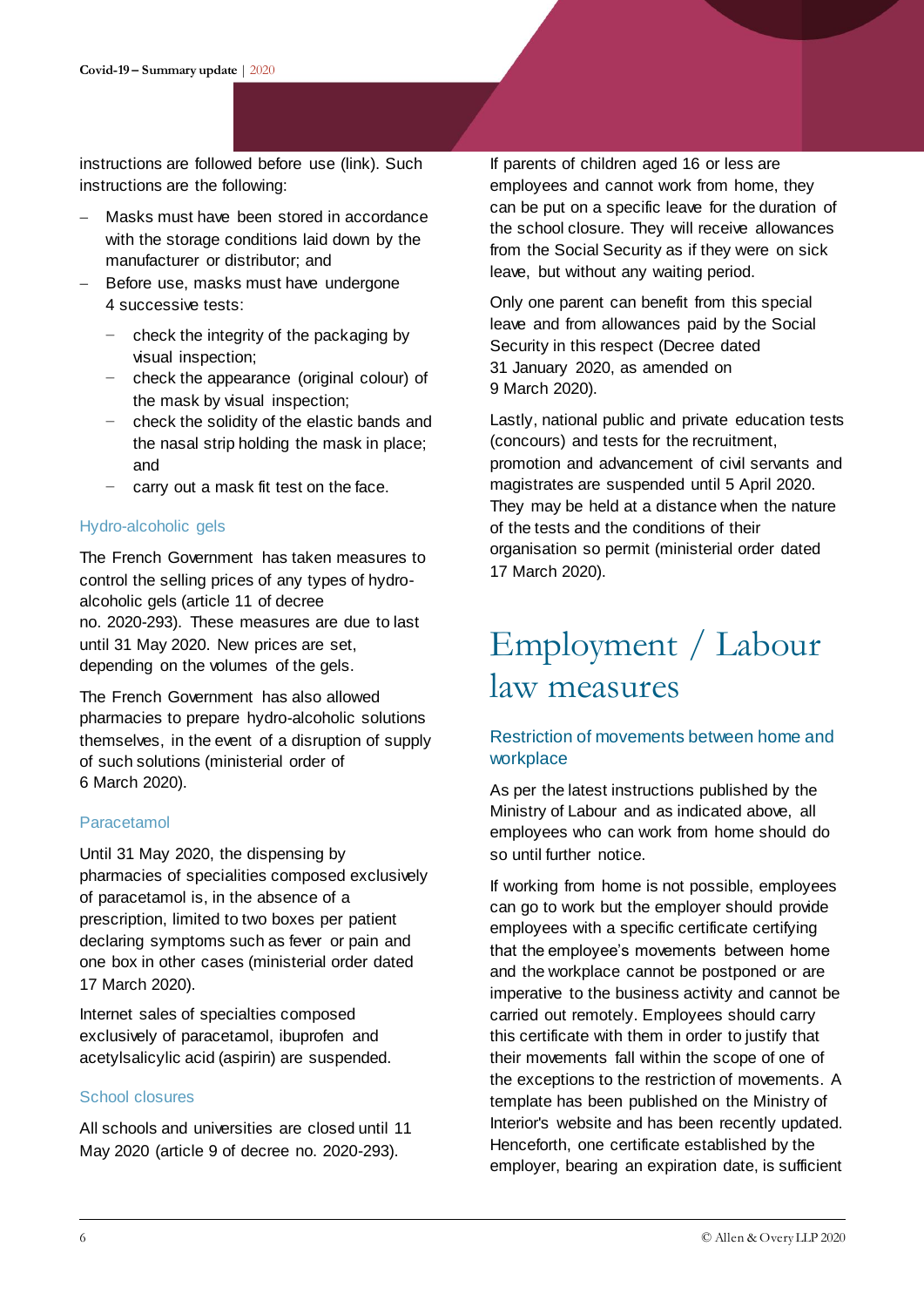instructions are followed before use (link). Such instructions are the following:

- Masks must have been stored in accordance with the storage conditions laid down by the manufacturer or distributor; and
- Before use, masks must have undergone 4 successive tests:
  - check the integrity of the packaging by visual inspection;
  - check the appearance (original colour) of the mask by visual inspection;
  - check the solidity of the elastic bands and the nasal strip holding the mask in place; and
  - carry out a mask fit test on the face.

### Hydro-alcoholic gels

The French Government has taken measures to control the selling prices of any types of hydro-alcoholic gels (article 11 of decree no. 2020-293). These measures are due to last until 31 May 2020. New prices are set, depending on the volumes of the gels.

The French Government has also allowed pharmacies to prepare hydro-alcoholic solutions themselves, in the event of a disruption of supply of such solutions (ministerial order of 6 March 2020).

### Paracetamol

Until 31 May 2020, the dispensing by pharmacies of specialities composed exclusively of paracetamol is, in the absence of a prescription, limited to two boxes per patient declaring symptoms such as fever or pain and one box in other cases (ministerial order dated 17 March 2020).

Internet sales of specialties composed exclusively of paracetamol, ibuprofen and acetylsalicylic acid (aspirin) are suspended.

### School closures

All schools and universities are closed until 11 May 2020 (article 9 of decree no. 2020-293).

If parents of children aged 16 or less are employees and cannot work from home, they can be put on a specific leave for the duration of the school closure. They will receive allowances from the Social Security as if they were on sick leave, but without any waiting period.

Only one parent can benefit from this special leave and from allowances paid by the Social Security in this respect (Decree dated 31 January 2020, as amended on 9 March 2020).

Lastly, national public and private education tests (concours) and tests for the recruitment, promotion and advancement of civil servants and magistrates are suspended until 5 April 2020. They may be held at a distance when the nature of the tests and the conditions of their organisation so permit (ministerial order dated 17 March 2020).

## Employment / Labour law measures

### Restriction of movements between home and workplace

As per the latest instructions published by the Ministry of Labour and as indicated above, all employees who can work from home should do so until further notice.

If working from home is not possible, employees can go to work but the employer should provide employees with a specific certificate certifying that the employee's movements between home and the workplace cannot be postponed or are imperative to the business activity and cannot be carried out remotely. Employees should carry this certificate with them in order to justify that their movements fall within the scope of one of the exceptions to the restriction of movements. A template has been published on the Ministry of Interior's website and has been recently updated. Henceforth, one certificate established by the employer, bearing an expiration date, is sufficient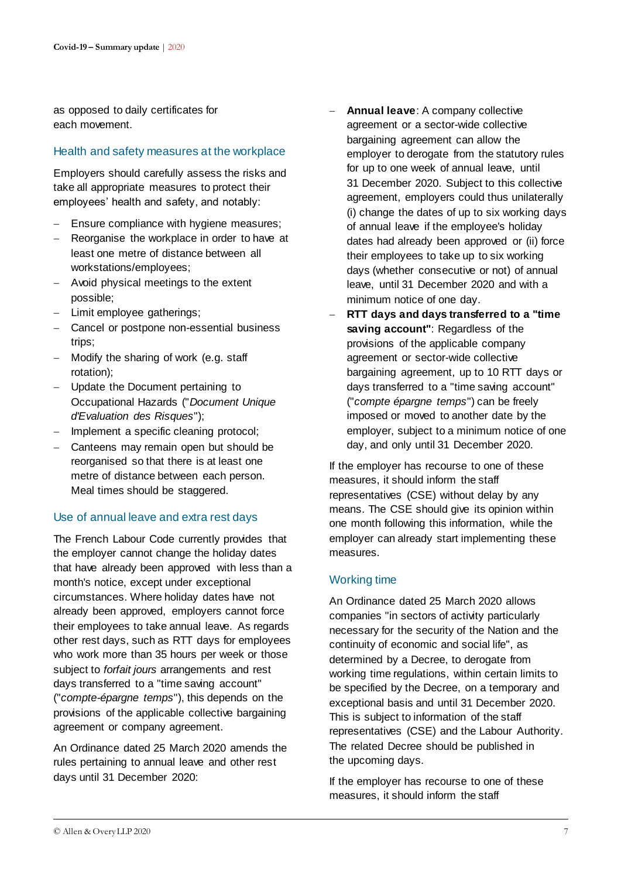as opposed to daily certificates for each movement.

## Health and safety measures at the workplace

Employers should carefully assess the risks and take all appropriate measures to protect their employees' health and safety, and notably:

- Ensure compliance with hygiene measures;
- Reorganise the workplace in order to have at least one metre of distance between all workstations/employees;
- Avoid physical meetings to the extent possible;
- Limit employee gatherings;
- Cancel or postpone non-essential business trips;
- Modify the sharing of work (e.g. staff rotation);
- Update the Document pertaining to Occupational Hazards ("*Document Unique d'Evaluation des Risques*");
- Implement a specific cleaning protocol;
- Canteens may remain open but should be reorganised so that there is at least one metre of distance between each person. Meal times should be staggered.

## Use of annual leave and extra rest days

The French Labour Code currently provides that the employer cannot change the holiday dates that have already been approved with less than a month's notice, except under exceptional circumstances. Where holiday dates have not already been approved, employers cannot force their employees to take annual leave. As regards other rest days, such as RTT days for employees who work more than 35 hours per week or those subject to *forfait jours* arrangements and rest days transferred to a "time saving account" ("*compte-épargne temps*"), this depends on the provisions of the applicable collective bargaining agreement or company agreement.

An Ordinance dated 25 March 2020 amends the rules pertaining to annual leave and other rest days until 31 December 2020:

- **Annual leave**: A company collective agreement or a sector-wide collective bargaining agreement can allow the employer to derogate from the statutory rules for up to one week of annual leave, until 31 December 2020. Subject to this collective agreement, employers could thus unilaterally (i) change the dates of up to six working days of annual leave if the employee's holiday dates had already been approved or (ii) force their employees to take up to six working days (whether consecutive or not) of annual leave, until 31 December 2020 and with a minimum notice of one day.
- **RTT days and days transferred to a "time saving account"**: Regardless of the provisions of the applicable company agreement or sector-wide collective bargaining agreement, up to 10 RTT days or days transferred to a "time saving account" ("*compte épargne temps*") can be freely imposed or moved to another date by the employer, subject to a minimum notice of one day, and only until 31 December 2020.

If the employer has recourse to one of these measures, it should inform the staff representatives (CSE) without delay by any means. The CSE should give its opinion within one month following this information, while the employer can already start implementing these measures.

## Working time

An Ordinance dated 25 March 2020 allows companies "in sectors of activity particularly necessary for the security of the Nation and the continuity of economic and social life", as determined by a Decree, to derogate from working time regulations, within certain limits to be specified by the Decree, on a temporary and exceptional basis and until 31 December 2020. This is subject to information of the staff representatives (CSE) and the Labour Authority. The related Decree should be published in the upcoming days.

If the employer has recourse to one of these measures, it should inform the staff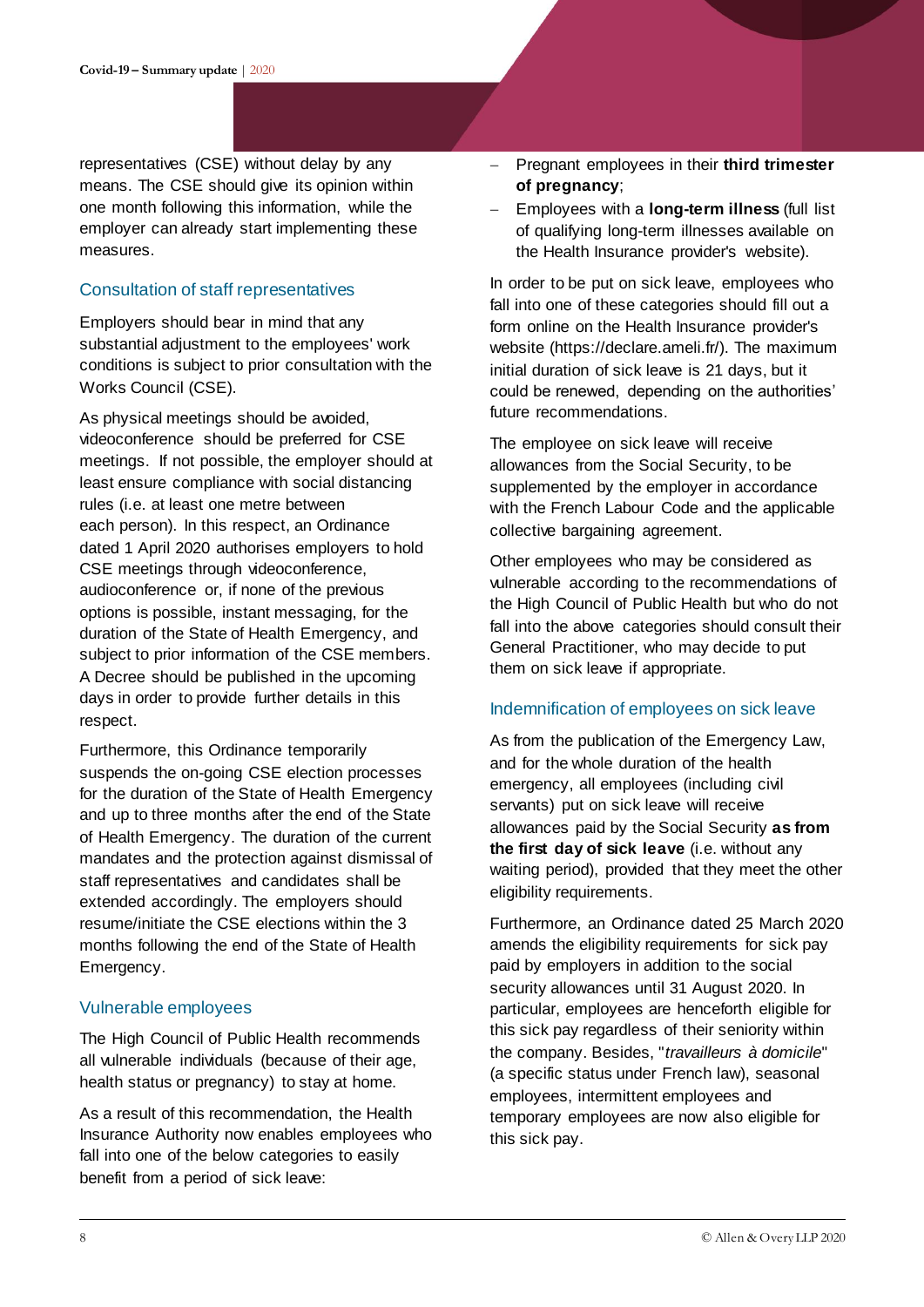representatives (CSE) without delay by any means. The CSE should give its opinion within one month following this information, while the employer can already start implementing these measures.

## Consultation of staff representatives

Employers should bear in mind that any substantial adjustment to the employees' work conditions is subject to prior consultation with the Works Council (CSE).

As physical meetings should be avoided, videoconference should be preferred for CSE meetings. If not possible, the employer should at least ensure compliance with social distancing rules (i.e. at least one metre between each person). In this respect, an Ordinance dated 1 April 2020 authorises employers to hold CSE meetings through videoconference, audioconference or, if none of the previous options is possible, instant messaging, for the duration of the State of Health Emergency, and subject to prior information of the CSE members. A Decree should be published in the upcoming days in order to provide further details in this respect.

Furthermore, this Ordinance temporarily suspends the on-going CSE election processes for the duration of the State of Health Emergency and up to three months after the end of the State of Health Emergency. The duration of the current mandates and the protection against dismissal of staff representatives and candidates shall be extended accordingly. The employers should resume/initiate the CSE elections within the 3 months following the end of the State of Health Emergency.

## Vulnerable employees

The High Council of Public Health recommends all vulnerable individuals (because of their age, health status or pregnancy) to stay at home.

As a result of this recommendation, the Health Insurance Authority now enables employees who fall into one of the below categories to easily benefit from a period of sick leave:

- Pregnant employees in their **third trimester of pregnancy**;
- Employees with a **long-term illness** (full list of qualifying long-term illnesses available on the Health Insurance provider's website).

In order to be put on sick leave, employees who fall into one of these categories should fill out a form online on the Health Insurance provider's website (https://declare.ameli.fr/). The maximum initial duration of sick leave is 21 days, but it could be renewed, depending on the authorities' future recommendations.

The employee on sick leave will receive allowances from the Social Security, to be supplemented by the employer in accordance with the French Labour Code and the applicable collective bargaining agreement.

Other employees who may be considered as vulnerable according to the recommendations of the High Council of Public Health but who do not fall into the above categories should consult their General Practitioner, who may decide to put them on sick leave if appropriate.

## Indemnification of employees on sick leave

As from the publication of the Emergency Law, and for the whole duration of the health emergency, all employees (including civil servants) put on sick leave will receive allowances paid by the Social Security **as from the first day of sick leave** (i.e. without any waiting period), provided that they meet the other eligibility requirements.

Furthermore, an Ordinance dated 25 March 2020 amends the eligibility requirements for sick pay paid by employers in addition to the social security allowances until 31 August 2020. In particular, employees are henceforth eligible for this sick pay regardless of their seniority within the company. Besides, "*travailleurs à domicile*" (a specific status under French law), seasonal employees, intermittent employees and temporary employees are now also eligible for this sick pay.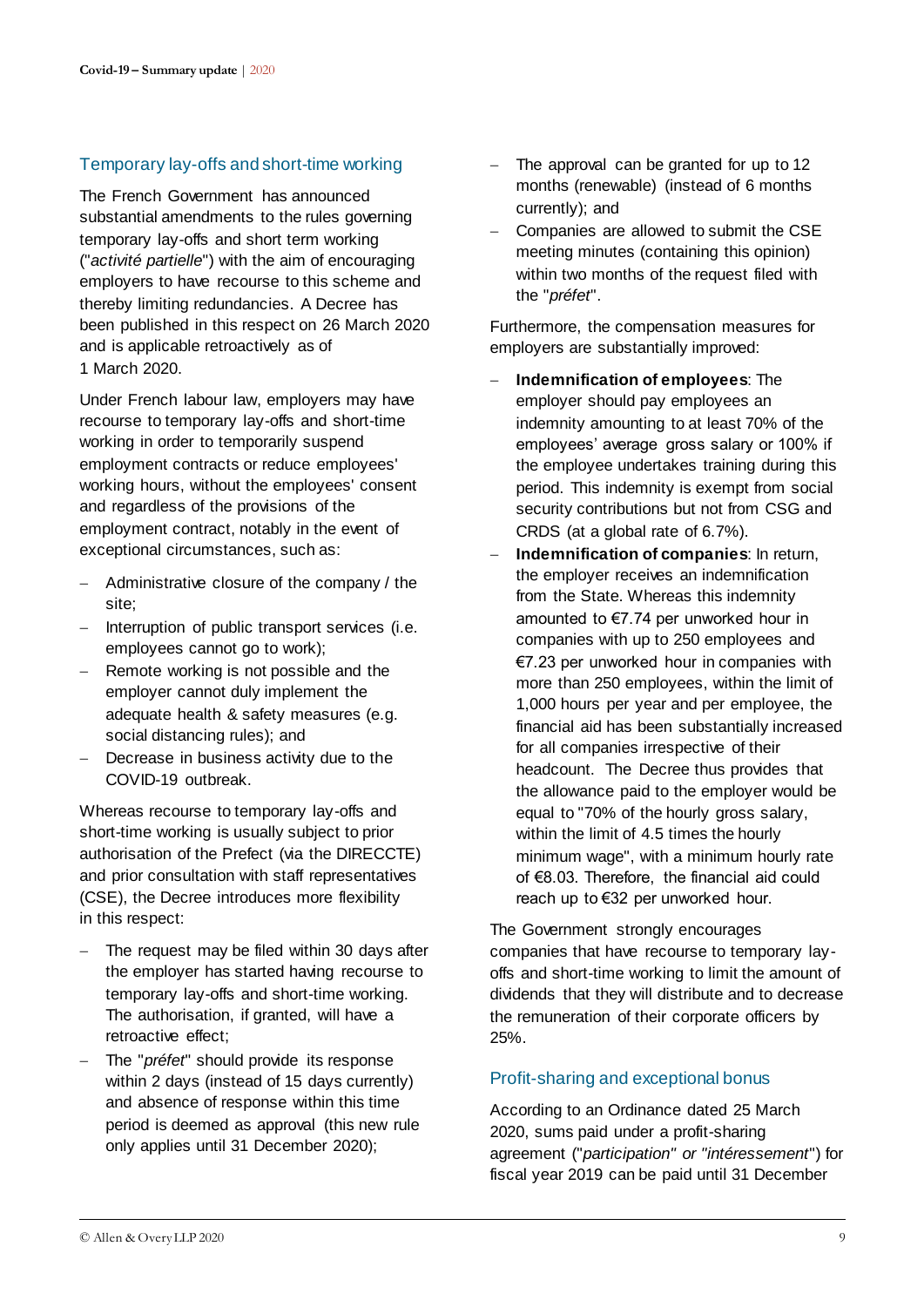## Temporary lay-offs and short-time working

The French Government has announced substantial amendments to the rules governing temporary lay-offs and short term working ("*activité partielle*") with the aim of encouraging employers to have recourse to this scheme and thereby limiting redundancies. A Decree has been published in this respect on 26 March 2020 and is applicable retroactively as of 1 March 2020.

Under French labour law, employers may have recourse to temporary lay-offs and short-time working in order to temporarily suspend employment contracts or reduce employees' working hours, without the employees' consent and regardless of the provisions of the employment contract, notably in the event of exceptional circumstances, such as:

- Administrative closure of the company / the site;
- Interruption of public transport services (i.e. employees cannot go to work);
- Remote working is not possible and the employer cannot duly implement the adequate health & safety measures (e.g. social distancing rules); and
- Decrease in business activity due to the COVID-19 outbreak.

Whereas recourse to temporary lay-offs and short-time working is usually subject to prior authorisation of the Prefect (via the DIRECCTE) and prior consultation with staff representatives (CSE), the Decree introduces more flexibility in this respect:

- The request may be filed within 30 days after the employer has started having recourse to temporary lay-offs and short-time working. The authorisation, if granted, will have a retroactive effect;
- The "*préfet*" should provide its response within 2 days (instead of 15 days currently) and absence of response within this time period is deemed as approval (this new rule only applies until 31 December 2020);
- The approval can be granted for up to 12 months (renewable) (instead of 6 months currently); and
- Companies are allowed to submit the CSE meeting minutes (containing this opinion) within two months of the request filed with the "*préfet*".

Furthermore, the compensation measures for employers are substantially improved:

- **Indemnification of employees**: The employer should pay employees an indemnity amounting to at least 70% of the employees' average gross salary or 100% if the employee undertakes training during this period. This indemnity is exempt from social security contributions but not from CSG and CRDS (at a global rate of 6.7%).
- **Indemnification of companies**: In return, the employer receives an indemnification from the State. Whereas this indemnity amounted to €7.74 per unworked hour in companies with up to 250 employees and €7.23 per unworked hour in companies with more than 250 employees, within the limit of 1,000 hours per year and per employee, the financial aid has been substantially increased for all companies irrespective of their headcount. The Decree thus provides that the allowance paid to the employer would be equal to "70% of the hourly gross salary, within the limit of 4.5 times the hourly minimum wage", with a minimum hourly rate of €8.03. Therefore, the financial aid could reach up to €32 per unworked hour.

The Government strongly encourages companies that have recourse to temporary lay-offs and short-time working to limit the amount of dividends that they will distribute and to decrease the remuneration of their corporate officers by 25%.

## Profit-sharing and exceptional bonus

According to an Ordinance dated 25 March 2020, sums paid under a profit-sharing agreement ("*participation" or "intéressement*") for fiscal year 2019 can be paid until 31 December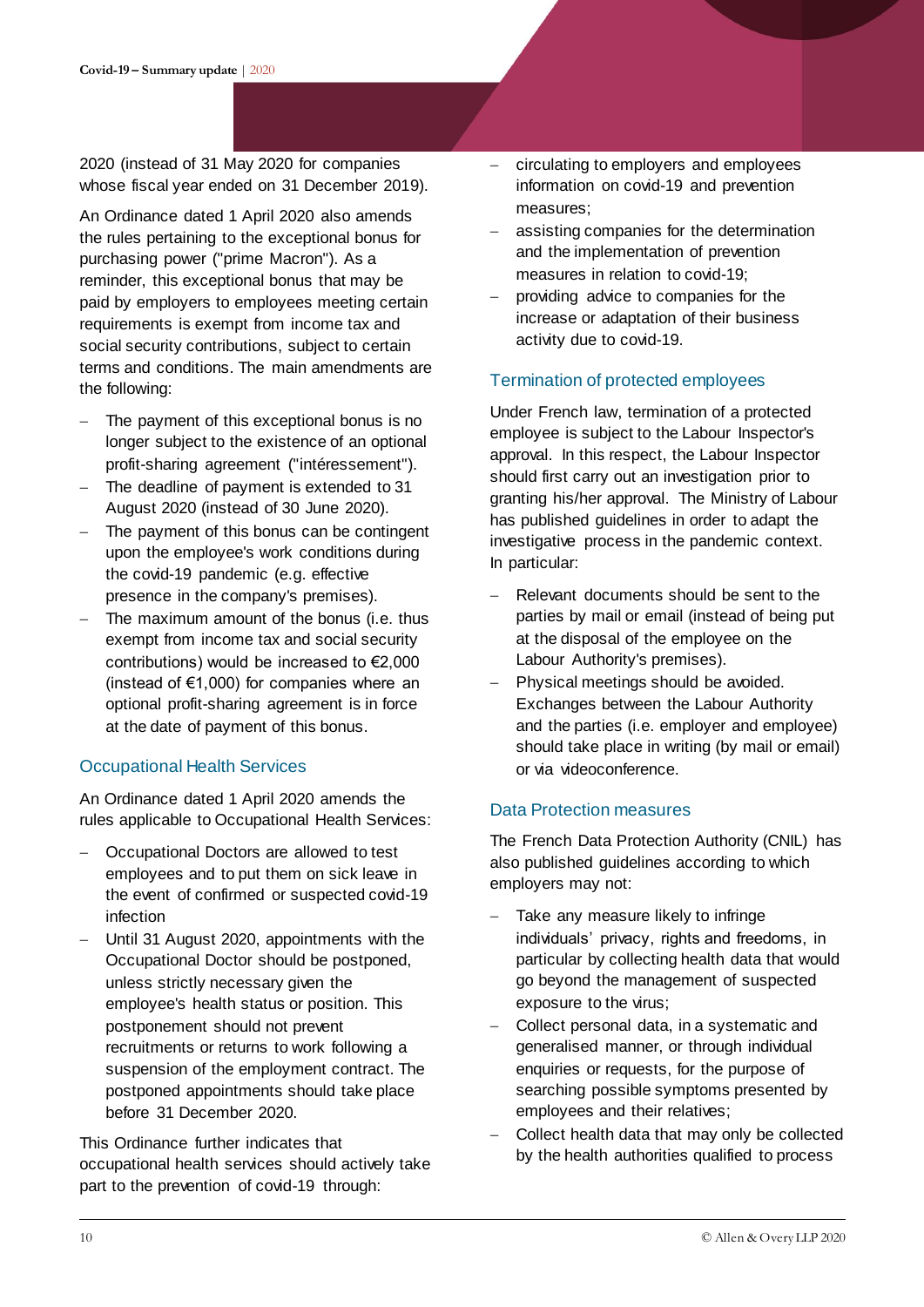2020 (instead of 31 May 2020 for companies whose fiscal year ended on 31 December 2019).

An Ordinance dated 1 April 2020 also amends the rules pertaining to the exceptional bonus for purchasing power ("prime Macron"). As a reminder, this exceptional bonus that may be paid by employers to employees meeting certain requirements is exempt from income tax and social security contributions, subject to certain terms and conditions. The main amendments are the following:

- The payment of this exceptional bonus is no longer subject to the existence of an optional profit-sharing agreement ("intéressement").
- The deadline of payment is extended to 31 August 2020 (instead of 30 June 2020).
- The payment of this bonus can be contingent upon the employee's work conditions during the covid-19 pandemic (e.g. effective presence in the company's premises).
- The maximum amount of the bonus (i.e. thus exempt from income tax and social security contributions) would be increased to €2,000 (instead of €1,000) for companies where an optional profit-sharing agreement is in force at the date of payment of this bonus.

### Occupational Health Services

An Ordinance dated 1 April 2020 amends the rules applicable to Occupational Health Services:

- Occupational Doctors are allowed to test employees and to put them on sick leave in the event of confirmed or suspected covid-19 infection
- Until 31 August 2020, appointments with the Occupational Doctor should be postponed, unless strictly necessary given the employee's health status or position. This postponement should not prevent recruitments or returns to work following a suspension of the employment contract. The postponed appointments should take place before 31 December 2020.

This Ordinance further indicates that occupational health services should actively take part to the prevention of covid-19 through:

- circulating to employers and employees information on covid-19 and prevention measures;
- assisting companies for the determination and the implementation of prevention measures in relation to covid-19;
- providing advice to companies for the increase or adaptation of their business activity due to covid-19.

### Termination of protected employees

Under French law, termination of a protected employee is subject to the Labour Inspector's approval. In this respect, the Labour Inspector should first carry out an investigation prior to granting his/her approval. The Ministry of Labour has published guidelines in order to adapt the investigative process in the pandemic context. In particular:

- Relevant documents should be sent to the parties by mail or email (instead of being put at the disposal of the employee on the Labour Authority's premises).
- Physical meetings should be avoided. Exchanges between the Labour Authority and the parties (i.e. employer and employee) should take place in writing (by mail or email) or via videoconference.

### Data Protection measures

The French Data Protection Authority (CNIL) has also published guidelines according to which employers may not:

- Take any measure likely to infringe individuals' privacy, rights and freedoms, in particular by collecting health data that would go beyond the management of suspected exposure to the virus;
- Collect personal data, in a systematic and generalised manner, or through individual enquiries or requests, for the purpose of searching possible symptoms presented by employees and their relatives;
- Collect health data that may only be collected by the health authorities qualified to process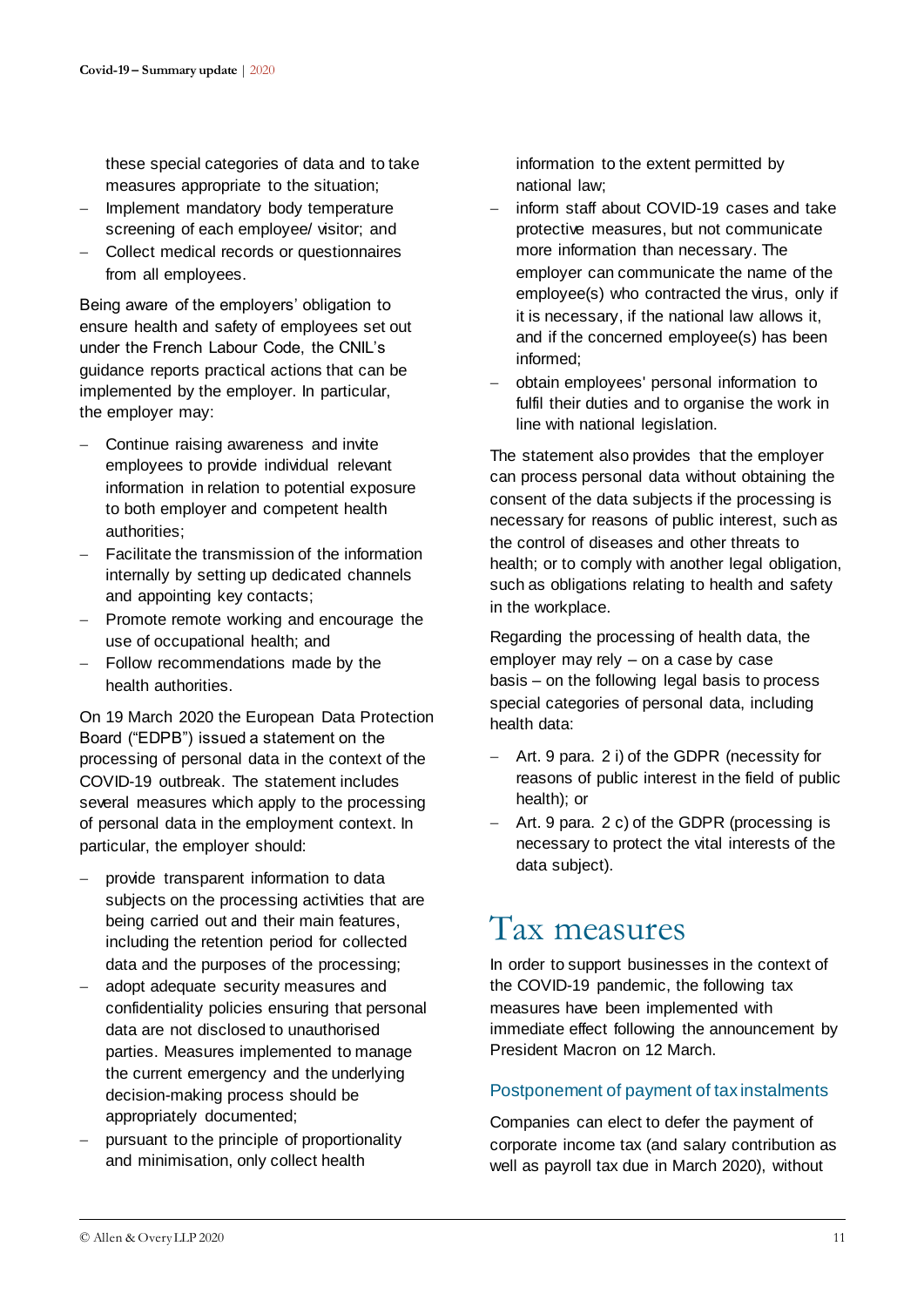these special categories of data and to take measures appropriate to the situation;

- Implement mandatory body temperature screening of each employee/ visitor; and
- Collect medical records or questionnaires from all employees.

Being aware of the employers' obligation to ensure health and safety of employees set out under the French Labour Code, the CNIL's guidance reports practical actions that can be implemented by the employer. In particular, the employer may:

- Continue raising awareness and invite employees to provide individual relevant information in relation to potential exposure to both employer and competent health authorities;
- Facilitate the transmission of the information internally by setting up dedicated channels and appointing key contacts;
- Promote remote working and encourage the use of occupational health; and
- Follow recommendations made by the health authorities.

On 19 March 2020 the European Data Protection Board ("EDPB") issued a statement on the processing of personal data in the context of the COVID-19 outbreak. The statement includes several measures which apply to the processing of personal data in the employment context. In particular, the employer should:

- provide transparent information to data subjects on the processing activities that are being carried out and their main features, including the retention period for collected data and the purposes of the processing;
- adopt adequate security measures and confidentiality policies ensuring that personal data are not disclosed to unauthorised parties. Measures implemented to manage the current emergency and the underlying decision-making process should be appropriately documented;
- pursuant to the principle of proportionality and minimisation, only collect health information to the extent permitted by national law;
- inform staff about COVID-19 cases and take protective measures, but not communicate more information than necessary. The employer can communicate the name of the employee(s) who contracted the virus, only if it is necessary, if the national law allows it, and if the concerned employee(s) has been informed;
- obtain employees' personal information to fulfil their duties and to organise the work in line with national legislation.

The statement also provides that the employer can process personal data without obtaining the consent of the data subjects if the processing is necessary for reasons of public interest, such as the control of diseases and other threats to health; or to comply with another legal obligation, such as obligations relating to health and safety in the workplace.

Regarding the processing of health data, the employer may rely – on a case by case basis – on the following legal basis to process special categories of personal data, including health data:

- Art. 9 para. 2 i) of the GDPR (necessity for reasons of public interest in the field of public health); or
- Art. 9 para. 2 c) of the GDPR (processing is necessary to protect the vital interests of the data subject).

# Tax measures

In order to support businesses in the context of the COVID-19 pandemic, the following tax measures have been implemented with immediate effect following the announcement by President Macron on 12 March.

## Postponement of payment of tax instalments

Companies can elect to defer the payment of corporate income tax (and salary contribution as well as payroll tax due in March 2020), without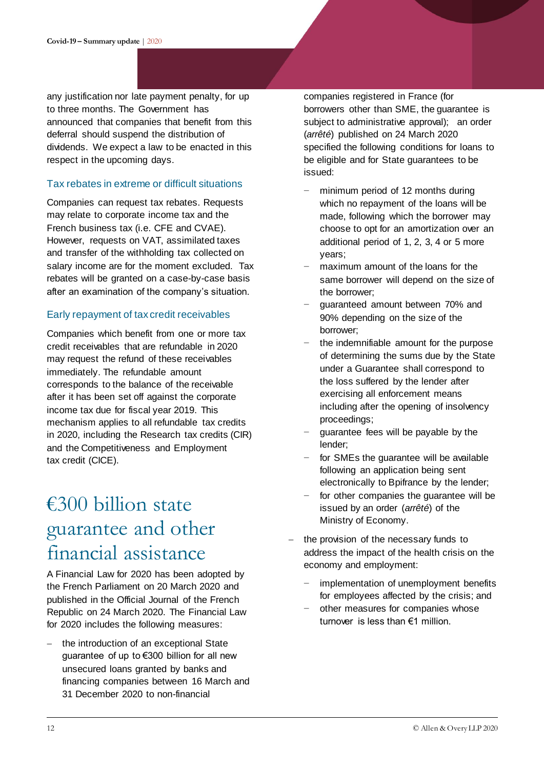any justification nor late payment penalty, for up to three months. The Government has announced that companies that benefit from this deferral should suspend the distribution of dividends. We expect a law to be enacted in this respect in the upcoming days.

### Tax rebates in extreme or difficult situations

Companies can request tax rebates. Requests may relate to corporate income tax and the French business tax (i.e. CFE and CVAE). However, requests on VAT, assimilated taxes and transfer of the withholding tax collected on salary income are for the moment excluded. Tax rebates will be granted on a case-by-case basis after an examination of the company's situation.

### Early repayment of tax credit receivables

Companies which benefit from one or more tax credit receivables that are refundable in 2020 may request the refund of these receivables immediately. The refundable amount corresponds to the balance of the receivable after it has been set off against the corporate income tax due for fiscal year 2019. This mechanism applies to all refundable tax credits in 2020, including the Research tax credits (CIR) and the Competitiveness and Employment tax credit (CICE).

## €300 billion state guarantee and other financial assistance

A Financial Law for 2020 has been adopted by the French Parliament on 20 March 2020 and published in the Official Journal of the French Republic on 24 March 2020. The Financial Law for 2020 includes the following measures:

- the introduction of an exceptional State guarantee of up to €300 billion for all new unsecured loans granted by banks and financing companies between 16 March and 31 December 2020 to non-financial companies registered in France (for borrowers other than SME, the guarantee is subject to administrative approval); an order (*arrêté*) published on 24 March 2020 specified the following conditions for loans to be eligible and for State guarantees to be issued:
  - minimum period of 12 months during which no repayment of the loans will be made, following which the borrower may choose to opt for an amortization over an additional period of 1, 2, 3, 4 or 5 more years;
  - maximum amount of the loans for the same borrower will depend on the size of the borrower;
  - guaranteed amount between 70% and 90% depending on the size of the borrower;
  - the indemnifiable amount for the purpose of determining the sums due by the State under a Guarantee shall correspond to the loss suffered by the lender after exercising all enforcement means including after the opening of insolvency proceedings;
  - guarantee fees will be payable by the lender;
  - for SMEs the guarantee will be available following an application being sent electronically to Bpifrance by the lender;
  - for other companies the guarantee will be issued by an order (*arrêté*) of the Ministry of Economy.
- the provision of the necessary funds to address the impact of the health crisis on the economy and employment:
  - implementation of unemployment benefits for employees affected by the crisis; and
  - other measures for companies whose turnover is less than €1 million.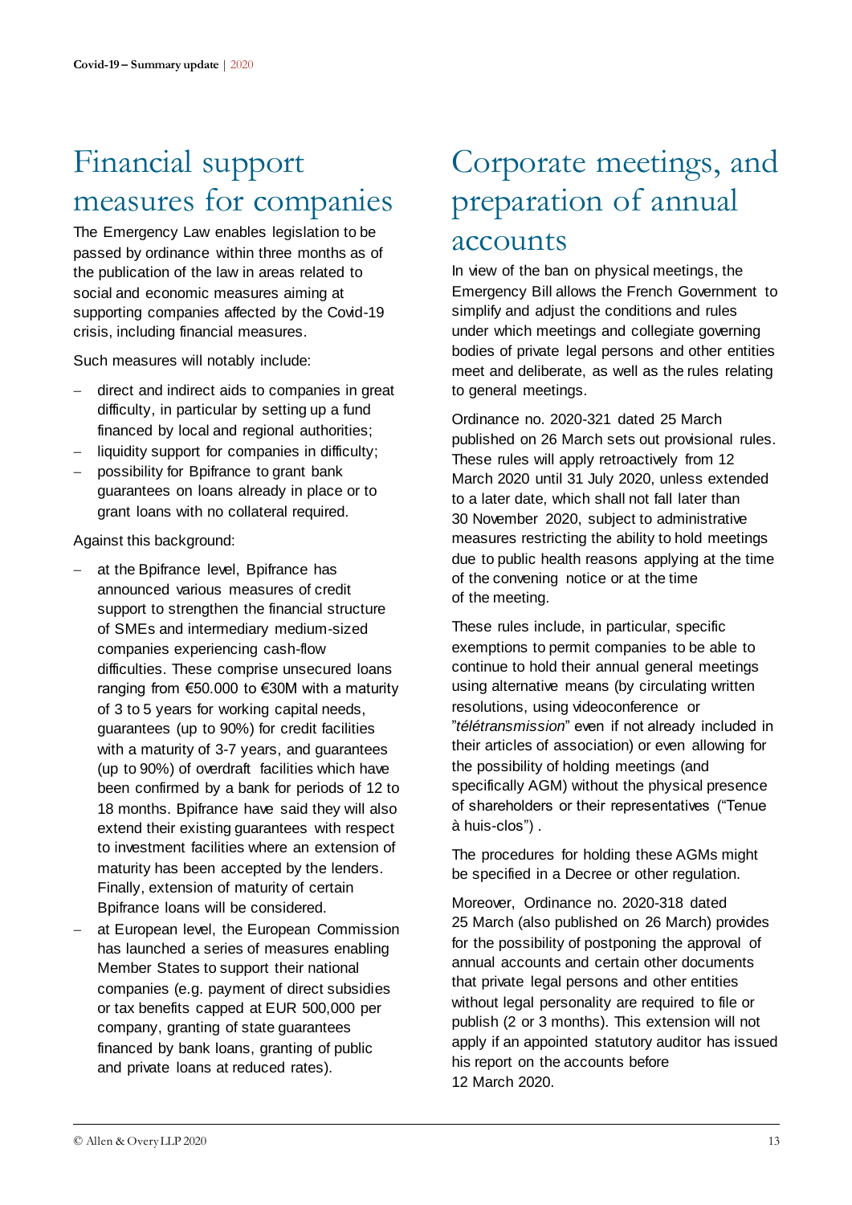## Financial support measures for companies

The Emergency Law enables legislation to be passed by ordinance within three months as of the publication of the law in areas related to social and economic measures aiming at supporting companies affected by the Covid-19 crisis, including financial measures.

Such measures will notably include:

- direct and indirect aids to companies in great difficulty, in particular by setting up a fund financed by local and regional authorities;
- liquidity support for companies in difficulty;
- possibility for Bpifrance to grant bank guarantees on loans already in place or to grant loans with no collateral required.

Against this background:

- at the Bpifrance level, Bpifrance has announced various measures of credit support to strengthen the financial structure of SMEs and intermediary medium-sized companies experiencing cash-flow difficulties. These comprise unsecured loans ranging from €50.000 to €30M with a maturity of 3 to 5 years for working capital needs, guarantees (up to 90%) for credit facilities with a maturity of 3-7 years, and guarantees (up to 90%) of overdraft facilities which have been confirmed by a bank for periods of 12 to 18 months. Bpifrance have said they will also extend their existing guarantees with respect to investment facilities where an extension of maturity has been accepted by the lenders. Finally, extension of maturity of certain Bpifrance loans will be considered.
- at European level, the European Commission has launched a series of measures enabling Member States to support their national companies (e.g. payment of direct subsidies or tax benefits capped at EUR 500,000 per company, granting of state guarantees financed by bank loans, granting of public and private loans at reduced rates).

## Corporate meetings, and preparation of annual accounts

In view of the ban on physical meetings, the Emergency Bill allows the French Government to simplify and adjust the conditions and rules under which meetings and collegiate governing bodies of private legal persons and other entities meet and deliberate, as well as the rules relating to general meetings.

Ordinance no. 2020-321 dated 25 March published on 26 March sets out provisional rules. These rules will apply retroactively from 12 March 2020 until 31 July 2020, unless extended to a later date, which shall not fall later than 30 November 2020, subject to administrative measures restricting the ability to hold meetings due to public health reasons applying at the time of the convening notice or at the time of the meeting.

These rules include, in particular, specific exemptions to permit companies to be able to continue to hold their annual general meetings using alternative means (by circulating written resolutions, using videoconference or "*télétransmission*" even if not already included in their articles of association) or even allowing for the possibility of holding meetings (and specifically AGM) without the physical presence of shareholders or their representatives ("Tenue à huis-clos") .

The procedures for holding these AGMs might be specified in a Decree or other regulation.

Moreover, Ordinance no. 2020-318 dated 25 March (also published on 26 March) provides for the possibility of postponing the approval of annual accounts and certain other documents that private legal persons and other entities without legal personality are required to file or publish (2 or 3 months). This extension will not apply if an appointed statutory auditor has issued his report on the accounts before 12 March 2020.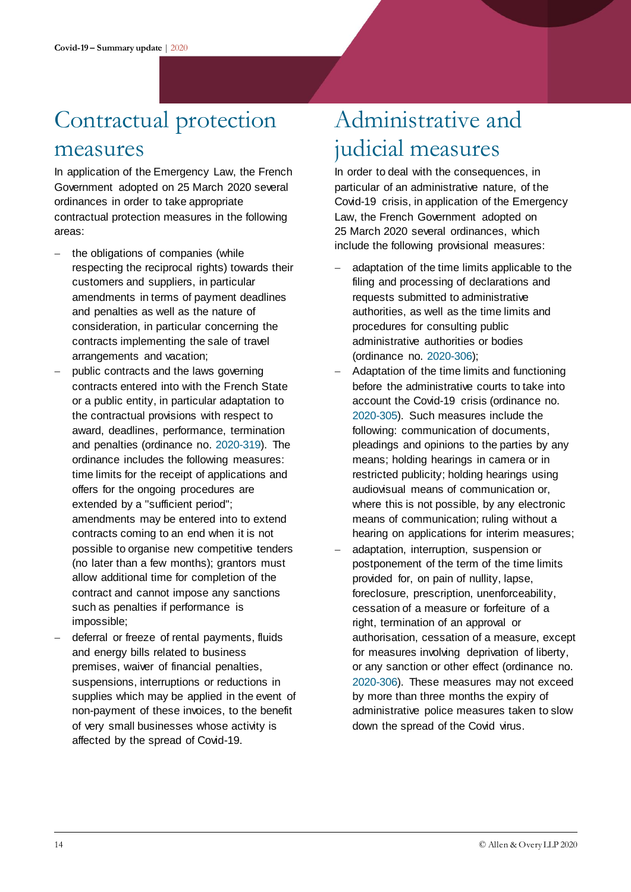# Contractual protection measures

In application of the Emergency Law, the French Government adopted on 25 March 2020 several ordinances in order to take appropriate contractual protection measures in the following areas:

- the obligations of companies (while respecting the reciprocal rights) towards their customers and suppliers, in particular amendments in terms of payment deadlines and penalties as well as the nature of consideration, in particular concerning the contracts implementing the sale of travel arrangements and vacation;
- public contracts and the laws governing contracts entered into with the French State or a public entity, in particular adaptation to the contractual provisions with respect to award, deadlines, performance, termination and penalties (ordinance no. 2020-319). The ordinance includes the following measures: time limits for the receipt of applications and offers for the ongoing procedures are extended by a "sufficient period"; amendments may be entered into to extend contracts coming to an end when it is not possible to organise new competitive tenders (no later than a few months); grantors must allow additional time for completion of the contract and cannot impose any sanctions such as penalties if performance is impossible;
- deferral or freeze of rental payments, fluids and energy bills related to business premises, waiver of financial penalties, suspensions, interruptions or reductions in supplies which may be applied in the event of non-payment of these invoices, to the benefit of very small businesses whose activity is affected by the spread of Covid-19.

# Administrative and judicial measures

In order to deal with the consequences, in particular of an administrative nature, of the Covid-19 crisis, in application of the Emergency Law, the French Government adopted on 25 March 2020 several ordinances, which include the following provisional measures:

- adaptation of the time limits applicable to the filing and processing of declarations and requests submitted to administrative authorities, as well as the time limits and procedures for consulting public administrative authorities or bodies (ordinance no. 2020-306);
- Adaptation of the time limits and functioning before the administrative courts to take into account the Covid-19 crisis (ordinance no. 2020-305). Such measures include the following: communication of documents, pleadings and opinions to the parties by any means; holding hearings in camera or in restricted publicity; holding hearings using audiovisual means of communication or, where this is not possible, by any electronic means of communication; ruling without a hearing on applications for interim measures;
- adaptation, interruption, suspension or postponement of the term of the time limits provided for, on pain of nullity, lapse, foreclosure, prescription, unenforceability, cessation of a measure or forfeiture of a right, termination of an approval or authorisation, cessation of a measure, except for measures involving deprivation of liberty, or any sanction or other effect (ordinance no. 2020-306). These measures may not exceed by more than three months the expiry of administrative police measures taken to slow down the spread of the Covid virus.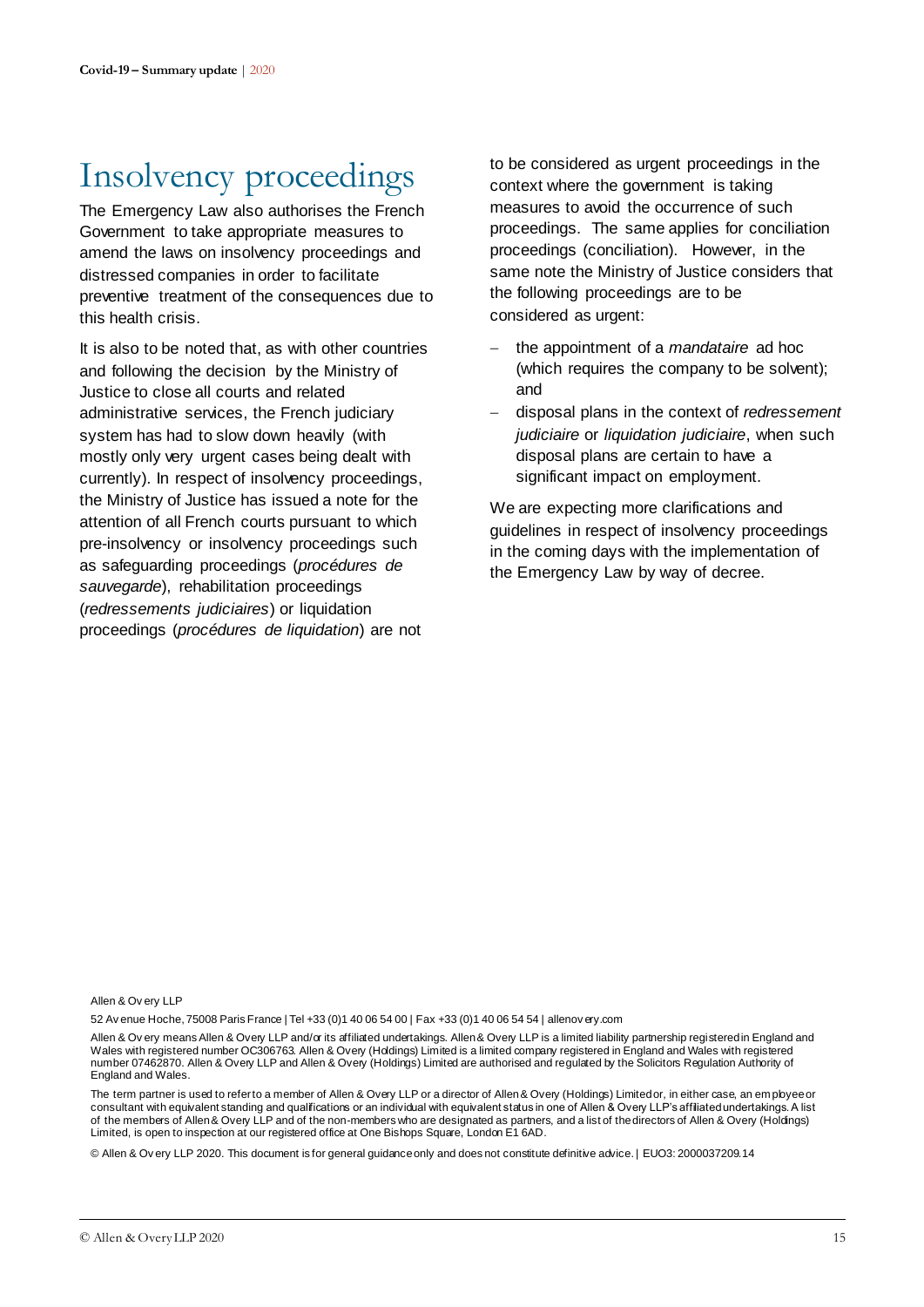# Insolvency proceedings

The Emergency Law also authorises the French Government to take appropriate measures to amend the laws on insolvency proceedings and distressed companies in order to facilitate preventive treatment of the consequences due to this health crisis.

It is also to be noted that, as with other countries and following the decision by the Ministry of Justice to close all courts and related administrative services, the French judiciary system has had to slow down heavily (with mostly only very urgent cases being dealt with currently). In respect of insolvency proceedings, the Ministry of Justice has issued a note for the attention of all French courts pursuant to which pre-insolvency or insolvency proceedings such as safeguarding proceedings (*procédures de sauvegarde*), rehabilitation proceedings (*redressements judiciaires*) or liquidation proceedings (*procédures de liquidation*) are not to be considered as urgent proceedings in the context where the government is taking measures to avoid the occurrence of such proceedings. The same applies for conciliation proceedings (conciliation). However, in the same note the Ministry of Justice considers that the following proceedings are to be considered as urgent:

- the appointment of a *mandataire* ad hoc (which requires the company to be solvent); and
- disposal plans in the context of *redressement judiciaire* or *liquidation judiciaire*, when such disposal plans are certain to have a significant impact on employment.

We are expecting more clarifications and guidelines in respect of insolvency proceedings in the coming days with the implementation of the Emergency Law by way of decree.

Allen & Overy LLP

52 Avenue Hoche, 75008 Paris France | Tel +33 (0)1 40 06 54 00 | Fax +33 (0)1 40 06 54 54 | allenovery.com

Allen & Overy means Allen & Overy LLP and/or its affiliated undertakings. Allen & Overy LLP is a limited liability partnership registered in England and Wales with registered number OC306763. Allen & Overy (Holdings) Limited is a limited company registered in England and Wales with registered number 07462870. Allen & Overy LLP and Allen & Overy (Holdings) Limited are authorised and regulated by the Solicitors Regulation Authority of England and Wales.

The term partner is used to refer to a member of Allen & Overy LLP or a director of Allen & Overy (Holdings) Limited or, in either case, an employee or consultant with equivalent standing and qualifications or an individual with equivalent status in one of Allen & Overy LLP's affiliated undertakings. A list of the members of Allen & Overy LLP and of the non-members who are designated as partners, and a list of the directors of Allen & Overy (Holdings) Limited, is open to inspection at our registered office at One Bishops Square, London E1 6AD.

© Allen & Overy LLP 2020. This document is for general guidance only and does not constitute definitive advice. | EUO3: 2000037209.14